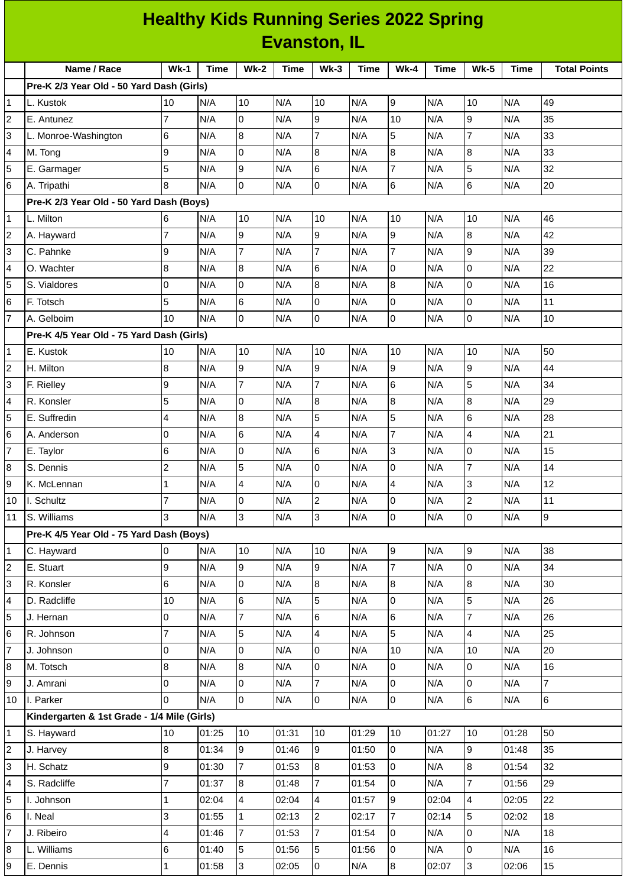# Healthy Kids Running Series 2022 Spring
## Evanston, IL

| | Name / Race | Wk-1 | Time | Wk-2 | Time | Wk-3 | Time | Wk-4 | Time | Wk-5 | Time | Total Points |
|---|---|---|---|---|---|---|---|---|---|---|---|---|
| | **Pre-K 2/3 Year Old - 50 Yard Dash (Girls)** | | | | | | | | | | | |
| 1 | L. Kustok | 10 | N/A | 10 | N/A | 10 | N/A | 9 | N/A | 10 | N/A | 49 |
| 2 | E. Antunez | 7 | N/A | 0 | N/A | 9 | N/A | 10 | N/A | 9 | N/A | 35 |
| 3 | L. Monroe-Washington | 6 | N/A | 8 | N/A | 7 | N/A | 5 | N/A | 7 | N/A | 33 |
| 4 | M. Tong | 9 | N/A | 0 | N/A | 8 | N/A | 8 | N/A | 8 | N/A | 33 |
| 5 | E. Garmager | 5 | N/A | 9 | N/A | 6 | N/A | 7 | N/A | 5 | N/A | 32 |
| 6 | A. Tripathi | 8 | N/A | 0 | N/A | 0 | N/A | 6 | N/A | 6 | N/A | 20 |
| | **Pre-K 2/3 Year Old - 50 Yard Dash (Boys)** | | | | | | | | | | | |
| 1 | L. Milton | 6 | N/A | 10 | N/A | 10 | N/A | 10 | N/A | 10 | N/A | 46 |
| 2 | A. Hayward | 7 | N/A | 9 | N/A | 9 | N/A | 9 | N/A | 8 | N/A | 42 |
| 3 | C. Pahnke | 9 | N/A | 7 | N/A | 7 | N/A | 7 | N/A | 9 | N/A | 39 |
| 4 | O. Wachter | 8 | N/A | 8 | N/A | 6 | N/A | 0 | N/A | 0 | N/A | 22 |
| 5 | S. Vialdores | 0 | N/A | 0 | N/A | 8 | N/A | 8 | N/A | 0 | N/A | 16 |
| 6 | F. Totsch | 5 | N/A | 6 | N/A | 0 | N/A | 0 | N/A | 0 | N/A | 11 |
| 7 | A. Gelboim | 10 | N/A | 0 | N/A | 0 | N/A | 0 | N/A | 0 | N/A | 10 |
| | **Pre-K 4/5 Year Old - 75 Yard Dash (Girls)** | | | | | | | | | | | |
| 1 | E. Kustok | 10 | N/A | 10 | N/A | 10 | N/A | 10 | N/A | 10 | N/A | 50 |
| 2 | H. Milton | 8 | N/A | 9 | N/A | 9 | N/A | 9 | N/A | 9 | N/A | 44 |
| 3 | F. Rielley | 9 | N/A | 7 | N/A | 7 | N/A | 6 | N/A | 5 | N/A | 34 |
| 4 | R. Konsler | 5 | N/A | 0 | N/A | 8 | N/A | 8 | N/A | 8 | N/A | 29 |
| 5 | E. Suffredin | 4 | N/A | 8 | N/A | 5 | N/A | 5 | N/A | 6 | N/A | 28 |
| 6 | A. Anderson | 0 | N/A | 6 | N/A | 4 | N/A | 7 | N/A | 4 | N/A | 21 |
| 7 | E. Taylor | 6 | N/A | 0 | N/A | 6 | N/A | 3 | N/A | 0 | N/A | 15 |
| 8 | S. Dennis | 2 | N/A | 5 | N/A | 0 | N/A | 0 | N/A | 7 | N/A | 14 |
| 9 | K. McLennan | 1 | N/A | 4 | N/A | 0 | N/A | 4 | N/A | 3 | N/A | 12 |
| 10 | I. Schultz | 7 | N/A | 0 | N/A | 2 | N/A | 0 | N/A | 2 | N/A | 11 |
| 11 | S. Williams | 3 | N/A | 3 | N/A | 3 | N/A | 0 | N/A | 0 | N/A | 9 |
| | **Pre-K 4/5 Year Old - 75 Yard Dash (Boys)** | | | | | | | | | | | |
| 1 | C. Hayward | 0 | N/A | 10 | N/A | 10 | N/A | 9 | N/A | 9 | N/A | 38 |
| 2 | E. Stuart | 9 | N/A | 9 | N/A | 9 | N/A | 7 | N/A | 0 | N/A | 34 |
| 3 | R. Konsler | 6 | N/A | 0 | N/A | 8 | N/A | 8 | N/A | 8 | N/A | 30 |
| 4 | D. Radcliffe | 10 | N/A | 6 | N/A | 5 | N/A | 0 | N/A | 5 | N/A | 26 |
| 5 | J. Hernan | 0 | N/A | 7 | N/A | 6 | N/A | 6 | N/A | 7 | N/A | 26 |
| 6 | R. Johnson | 7 | N/A | 5 | N/A | 4 | N/A | 5 | N/A | 4 | N/A | 25 |
| 7 | J. Johnson | 0 | N/A | 0 | N/A | 0 | N/A | 10 | N/A | 10 | N/A | 20 |
| 8 | M. Totsch | 8 | N/A | 8 | N/A | 0 | N/A | 0 | N/A | 0 | N/A | 16 |
| 9 | J. Amrani | 0 | N/A | 0 | N/A | 7 | N/A | 0 | N/A | 0 | N/A | 7 |
| 10 | I. Parker | 0 | N/A | 0 | N/A | 0 | N/A | 0 | N/A | 6 | N/A | 6 |
| | **Kindergarten & 1st Grade - 1/4 Mile (Girls)** | | | | | | | | | | | |
| 1 | S. Hayward | 10 | 01:25 | 10 | 01:31 | 10 | 01:29 | 10 | 01:27 | 10 | 01:28 | 50 |
| 2 | J. Harvey | 8 | 01:34 | 9 | 01:46 | 9 | 01:50 | 0 | N/A | 9 | 01:48 | 35 |
| 3 | H. Schatz | 9 | 01:30 | 7 | 01:53 | 8 | 01:53 | 0 | N/A | 8 | 01:54 | 32 |
| 4 | S. Radcliffe | 7 | 01:37 | 8 | 01:48 | 7 | 01:54 | 0 | N/A | 7 | 01:56 | 29 |
| 5 | I. Johnson | 1 | 02:04 | 4 | 02:04 | 4 | 01:57 | 9 | 02:04 | 4 | 02:05 | 22 |
| 6 | I. Neal | 3 | 01:55 | 1 | 02:13 | 2 | 02:17 | 7 | 02:14 | 5 | 02:02 | 18 |
| 7 | J. Ribeiro | 4 | 01:46 | 7 | 01:53 | 7 | 01:54 | 0 | N/A | 0 | N/A | 18 |
| 8 | L. Williams | 6 | 01:40 | 5 | 01:56 | 5 | 01:56 | 0 | N/A | 0 | N/A | 16 |
| 9 | E. Dennis | 1 | 01:58 | 3 | 02:05 | 0 | N/A | 8 | 02:07 | 3 | 02:06 | 15 |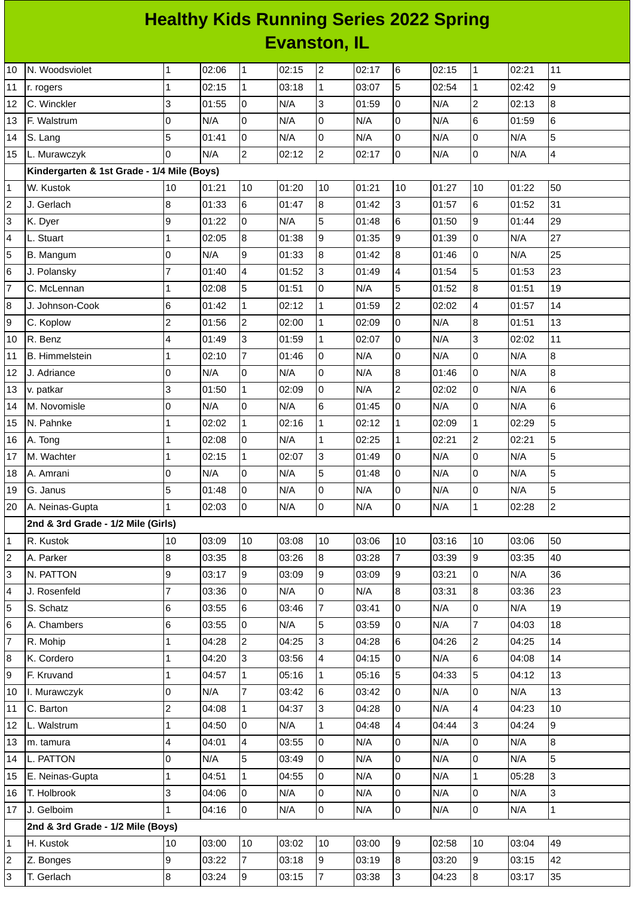# Healthy Kids Running Series 2022 Spring
## Evanston, IL

| | | | | | | | | | | | | |
|---|---|---|---|---|---|---|---|---|---|---|---|---|
| 10 | N. Woodsviolet | 1 | 02:06 | 1 | 02:15 | 2 | 02:17 | 6 | 02:15 | 1 | 02:21 | 11 |
| 11 | r. rogers | 1 | 02:15 | 1 | 03:18 | 1 | 03:07 | 5 | 02:54 | 1 | 02:42 | 9 |
| 12 | C. Winckler | 3 | 01:55 | 0 | N/A | 3 | 01:59 | 0 | N/A | 2 | 02:13 | 8 |
| 13 | F. Walstrum | 0 | N/A | 0 | N/A | 0 | N/A | 0 | N/A | 6 | 01:59 | 6 |
| 14 | S. Lang | 5 | 01:41 | 0 | N/A | 0 | N/A | 0 | N/A | 0 | N/A | 5 |
| 15 | L. Murawczyk | 0 | N/A | 2 | 02:12 | 2 | 02:17 | 0 | N/A | 0 | N/A | 4 |
| | **Kindergarten & 1st Grade - 1/4 Mile (Boys)** | | | | | | | | | | | |
| 1 | W. Kustok | 10 | 01:21 | 10 | 01:20 | 10 | 01:21 | 10 | 01:27 | 10 | 01:22 | 50 |
| 2 | J. Gerlach | 8 | 01:33 | 6 | 01:47 | 8 | 01:42 | 3 | 01:57 | 6 | 01:52 | 31 |
| 3 | K. Dyer | 9 | 01:22 | 0 | N/A | 5 | 01:48 | 6 | 01:50 | 9 | 01:44 | 29 |
| 4 | L. Stuart | 1 | 02:05 | 8 | 01:38 | 9 | 01:35 | 9 | 01:39 | 0 | N/A | 27 |
| 5 | B. Mangum | 0 | N/A | 9 | 01:33 | 8 | 01:42 | 8 | 01:46 | 0 | N/A | 25 |
| 6 | J. Polansky | 7 | 01:40 | 4 | 01:52 | 3 | 01:49 | 4 | 01:54 | 5 | 01:53 | 23 |
| 7 | C. McLennan | 1 | 02:08 | 5 | 01:51 | 0 | N/A | 5 | 01:52 | 8 | 01:51 | 19 |
| 8 | J. Johnson-Cook | 6 | 01:42 | 1 | 02:12 | 1 | 01:59 | 2 | 02:02 | 4 | 01:57 | 14 |
| 9 | C. Koplow | 2 | 01:56 | 2 | 02:00 | 1 | 02:09 | 0 | N/A | 8 | 01:51 | 13 |
| 10 | R. Benz | 4 | 01:49 | 3 | 01:59 | 1 | 02:07 | 0 | N/A | 3 | 02:02 | 11 |
| 11 | B. Himmelstein | 1 | 02:10 | 7 | 01:46 | 0 | N/A | 0 | N/A | 0 | N/A | 8 |
| 12 | J. Adriance | 0 | N/A | 0 | N/A | 0 | N/A | 8 | 01:46 | 0 | N/A | 8 |
| 13 | v. patkar | 3 | 01:50 | 1 | 02:09 | 0 | N/A | 2 | 02:02 | 0 | N/A | 6 |
| 14 | M. Novomisle | 0 | N/A | 0 | N/A | 6 | 01:45 | 0 | N/A | 0 | N/A | 6 |
| 15 | N. Pahnke | 1 | 02:02 | 1 | 02:16 | 1 | 02:12 | 1 | 02:09 | 1 | 02:29 | 5 |
| 16 | A. Tong | 1 | 02:08 | 0 | N/A | 1 | 02:25 | 1 | 02:21 | 2 | 02:21 | 5 |
| 17 | M. Wachter | 1 | 02:15 | 1 | 02:07 | 3 | 01:49 | 0 | N/A | 0 | N/A | 5 |
| 18 | A. Amrani | 0 | N/A | 0 | N/A | 5 | 01:48 | 0 | N/A | 0 | N/A | 5 |
| 19 | G. Janus | 5 | 01:48 | 0 | N/A | 0 | N/A | 0 | N/A | 0 | N/A | 5 |
| 20 | A. Neinas-Gupta | 1 | 02:03 | 0 | N/A | 0 | N/A | 0 | N/A | 1 | 02:28 | 2 |
| | **2nd & 3rd Grade - 1/2 Mile (Girls)** | | | | | | | | | | | |
| 1 | R. Kustok | 10 | 03:09 | 10 | 03:08 | 10 | 03:06 | 10 | 03:16 | 10 | 03:06 | 50 |
| 2 | A. Parker | 8 | 03:35 | 8 | 03:26 | 8 | 03:28 | 7 | 03:39 | 9 | 03:35 | 40 |
| 3 | N. PATTON | 9 | 03:17 | 9 | 03:09 | 9 | 03:09 | 9 | 03:21 | 0 | N/A | 36 |
| 4 | J. Rosenfeld | 7 | 03:36 | 0 | N/A | 0 | N/A | 8 | 03:31 | 8 | 03:36 | 23 |
| 5 | S. Schatz | 6 | 03:55 | 6 | 03:46 | 7 | 03:41 | 0 | N/A | 0 | N/A | 19 |
| 6 | A. Chambers | 6 | 03:55 | 0 | N/A | 5 | 03:59 | 0 | N/A | 7 | 04:03 | 18 |
| 7 | R. Mohip | 1 | 04:28 | 2 | 04:25 | 3 | 04:28 | 6 | 04:26 | 2 | 04:25 | 14 |
| 8 | K. Cordero | 1 | 04:20 | 3 | 03:56 | 4 | 04:15 | 0 | N/A | 6 | 04:08 | 14 |
| 9 | F. Kruvand | 1 | 04:57 | 1 | 05:16 | 1 | 05:16 | 5 | 04:33 | 5 | 04:12 | 13 |
| 10 | I. Murawczyk | 0 | N/A | 7 | 03:42 | 6 | 03:42 | 0 | N/A | 0 | N/A | 13 |
| 11 | C. Barton | 2 | 04:08 | 1 | 04:37 | 3 | 04:28 | 0 | N/A | 4 | 04:23 | 10 |
| 12 | L. Walstrum | 1 | 04:50 | 0 | N/A | 1 | 04:48 | 4 | 04:44 | 3 | 04:24 | 9 |
| 13 | m. tamura | 4 | 04:01 | 4 | 03:55 | 0 | N/A | 0 | N/A | 0 | N/A | 8 |
| 14 | L. PATTON | 0 | N/A | 5 | 03:49 | 0 | N/A | 0 | N/A | 0 | N/A | 5 |
| 15 | E. Neinas-Gupta | 1 | 04:51 | 1 | 04:55 | 0 | N/A | 0 | N/A | 1 | 05:28 | 3 |
| 16 | T. Holbrook | 3 | 04:06 | 0 | N/A | 0 | N/A | 0 | N/A | 0 | N/A | 3 |
| 17 | J. Gelboim | 1 | 04:16 | 0 | N/A | 0 | N/A | 0 | N/A | 0 | N/A | 1 |
| | **2nd & 3rd Grade - 1/2 Mile (Boys)** | | | | | | | | | | | |
| 1 | H. Kustok | 10 | 03:00 | 10 | 03:02 | 10 | 03:00 | 9 | 02:58 | 10 | 03:04 | 49 |
| 2 | Z. Bonges | 9 | 03:22 | 7 | 03:18 | 9 | 03:19 | 8 | 03:20 | 9 | 03:15 | 42 |
| 3 | T. Gerlach | 8 | 03:24 | 9 | 03:15 | 7 | 03:38 | 3 | 04:23 | 8 | 03:17 | 35 |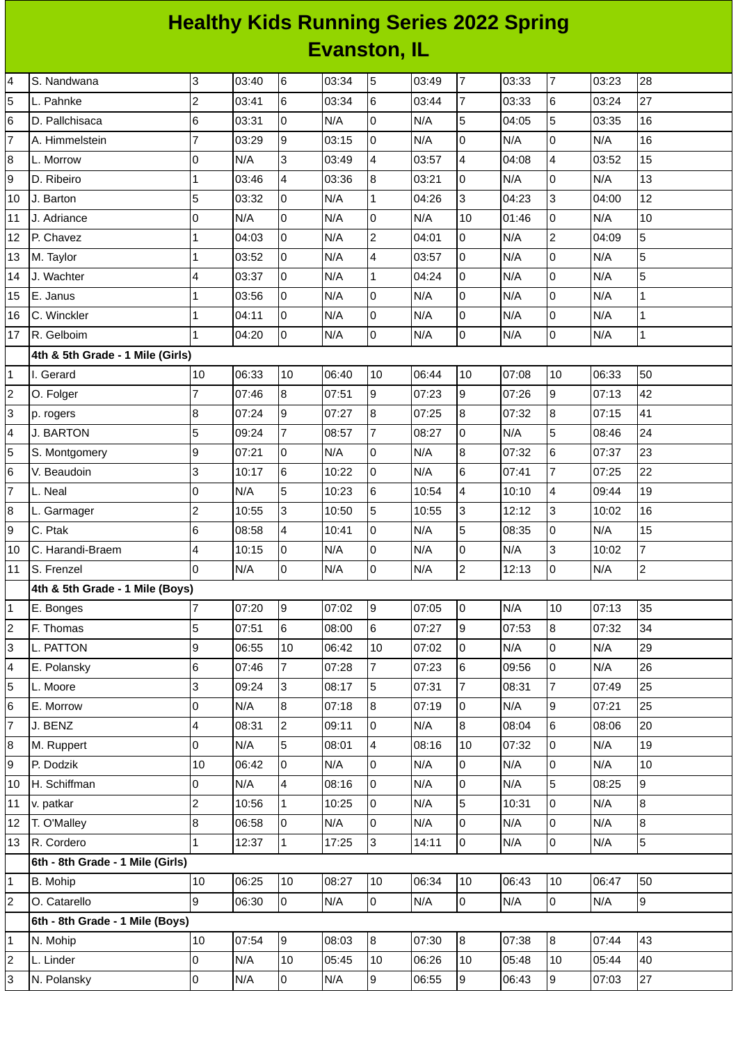# Healthy Kids Running Series 2022 Spring
## Evanston, IL

| | | | | | | | | | | | | |
|---|---|---|---|---|---|---|---|---|---|---|---|---|
| 4 | S. Nandwana | 3 | 03:40 | 6 | 03:34 | 5 | 03:49 | 7 | 03:33 | 7 | 03:23 | 28 |
| 5 | L. Pahnke | 2 | 03:41 | 6 | 03:34 | 6 | 03:44 | 7 | 03:33 | 6 | 03:24 | 27 |
| 6 | D. Pallchisaca | 6 | 03:31 | 0 | N/A | 0 | N/A | 5 | 04:05 | 5 | 03:35 | 16 |
| 7 | A. Himmelstein | 7 | 03:29 | 9 | 03:15 | 0 | N/A | 0 | N/A | 0 | N/A | 16 |
| 8 | L. Morrow | 0 | N/A | 3 | 03:49 | 4 | 03:57 | 4 | 04:08 | 4 | 03:52 | 15 |
| 9 | D. Ribeiro | 1 | 03:46 | 4 | 03:36 | 8 | 03:21 | 0 | N/A | 0 | N/A | 13 |
| 10 | J. Barton | 5 | 03:32 | 0 | N/A | 1 | 04:26 | 3 | 04:23 | 3 | 04:00 | 12 |
| 11 | J. Adriance | 0 | N/A | 0 | N/A | 0 | N/A | 10 | 01:46 | 0 | N/A | 10 |
| 12 | P. Chavez | 1 | 04:03 | 0 | N/A | 2 | 04:01 | 0 | N/A | 2 | 04:09 | 5 |
| 13 | M. Taylor | 1 | 03:52 | 0 | N/A | 4 | 03:57 | 0 | N/A | 0 | N/A | 5 |
| 14 | J. Wachter | 4 | 03:37 | 0 | N/A | 1 | 04:24 | 0 | N/A | 0 | N/A | 5 |
| 15 | E. Janus | 1 | 03:56 | 0 | N/A | 0 | N/A | 0 | N/A | 0 | N/A | 1 |
| 16 | C. Winckler | 1 | 04:11 | 0 | N/A | 0 | N/A | 0 | N/A | 0 | N/A | 1 |
| 17 | R. Gelboim | 1 | 04:20 | 0 | N/A | 0 | N/A | 0 | N/A | 0 | N/A | 1 |
| | **4th & 5th Grade - 1 Mile (Girls)** | | | | | | | | | | | |
| 1 | I. Gerard | 10 | 06:33 | 10 | 06:40 | 10 | 06:44 | 10 | 07:08 | 10 | 06:33 | 50 |
| 2 | O. Folger | 7 | 07:46 | 8 | 07:51 | 9 | 07:23 | 9 | 07:26 | 9 | 07:13 | 42 |
| 3 | p. rogers | 8 | 07:24 | 9 | 07:27 | 8 | 07:25 | 8 | 07:32 | 8 | 07:15 | 41 |
| 4 | J. BARTON | 5 | 09:24 | 7 | 08:57 | 7 | 08:27 | 0 | N/A | 5 | 08:46 | 24 |
| 5 | S. Montgomery | 9 | 07:21 | 0 | N/A | 0 | N/A | 8 | 07:32 | 6 | 07:37 | 23 |
| 6 | V. Beaudoin | 3 | 10:17 | 6 | 10:22 | 0 | N/A | 6 | 07:41 | 7 | 07:25 | 22 |
| 7 | L. Neal | 0 | N/A | 5 | 10:23 | 6 | 10:54 | 4 | 10:10 | 4 | 09:44 | 19 |
| 8 | L. Garmager | 2 | 10:55 | 3 | 10:50 | 5 | 10:55 | 3 | 12:12 | 3 | 10:02 | 16 |
| 9 | C. Ptak | 6 | 08:58 | 4 | 10:41 | 0 | N/A | 5 | 08:35 | 0 | N/A | 15 |
| 10 | C. Harandi-Braem | 4 | 10:15 | 0 | N/A | 0 | N/A | 0 | N/A | 3 | 10:02 | 7 |
| 11 | S. Frenzel | 0 | N/A | 0 | N/A | 0 | N/A | 2 | 12:13 | 0 | N/A | 2 |
| | **4th & 5th Grade - 1 Mile (Boys)** | | | | | | | | | | | |
| 1 | E. Bonges | 7 | 07:20 | 9 | 07:02 | 9 | 07:05 | 0 | N/A | 10 | 07:13 | 35 |
| 2 | F. Thomas | 5 | 07:51 | 6 | 08:00 | 6 | 07:27 | 9 | 07:53 | 8 | 07:32 | 34 |
| 3 | L. PATTON | 9 | 06:55 | 10 | 06:42 | 10 | 07:02 | 0 | N/A | 0 | N/A | 29 |
| 4 | E. Polansky | 6 | 07:46 | 7 | 07:28 | 7 | 07:23 | 6 | 09:56 | 0 | N/A | 26 |
| 5 | L. Moore | 3 | 09:24 | 3 | 08:17 | 5 | 07:31 | 7 | 08:31 | 7 | 07:49 | 25 |
| 6 | E. Morrow | 0 | N/A | 8 | 07:18 | 8 | 07:19 | 0 | N/A | 9 | 07:21 | 25 |
| 7 | J. BENZ | 4 | 08:31 | 2 | 09:11 | 0 | N/A | 8 | 08:04 | 6 | 08:06 | 20 |
| 8 | M. Ruppert | 0 | N/A | 5 | 08:01 | 4 | 08:16 | 10 | 07:32 | 0 | N/A | 19 |
| 9 | P. Dodzik | 10 | 06:42 | 0 | N/A | 0 | N/A | 0 | N/A | 0 | N/A | 10 |
| 10 | H. Schiffman | 0 | N/A | 4 | 08:16 | 0 | N/A | 0 | N/A | 5 | 08:25 | 9 |
| 11 | v. patkar | 2 | 10:56 | 1 | 10:25 | 0 | N/A | 5 | 10:31 | 0 | N/A | 8 |
| 12 | T. O'Malley | 8 | 06:58 | 0 | N/A | 0 | N/A | 0 | N/A | 0 | N/A | 8 |
| 13 | R. Cordero | 1 | 12:37 | 1 | 17:25 | 3 | 14:11 | 0 | N/A | 0 | N/A | 5 |
| | **6th - 8th Grade - 1 Mile (Girls)** | | | | | | | | | | | |
| 1 | B. Mohip | 10 | 06:25 | 10 | 08:27 | 10 | 06:34 | 10 | 06:43 | 10 | 06:47 | 50 |
| 2 | O. Catarello | 9 | 06:30 | 0 | N/A | 0 | N/A | 0 | N/A | 0 | N/A | 9 |
| | **6th - 8th Grade - 1 Mile (Boys)** | | | | | | | | | | | |
| 1 | N. Mohip | 10 | 07:54 | 9 | 08:03 | 8 | 07:30 | 8 | 07:38 | 8 | 07:44 | 43 |
| 2 | L. Linder | 0 | N/A | 10 | 05:45 | 10 | 06:26 | 10 | 05:48 | 10 | 05:44 | 40 |
| 3 | N. Polansky | 0 | N/A | 0 | N/A | 9 | 06:55 | 9 | 06:43 | 9 | 07:03 | 27 |